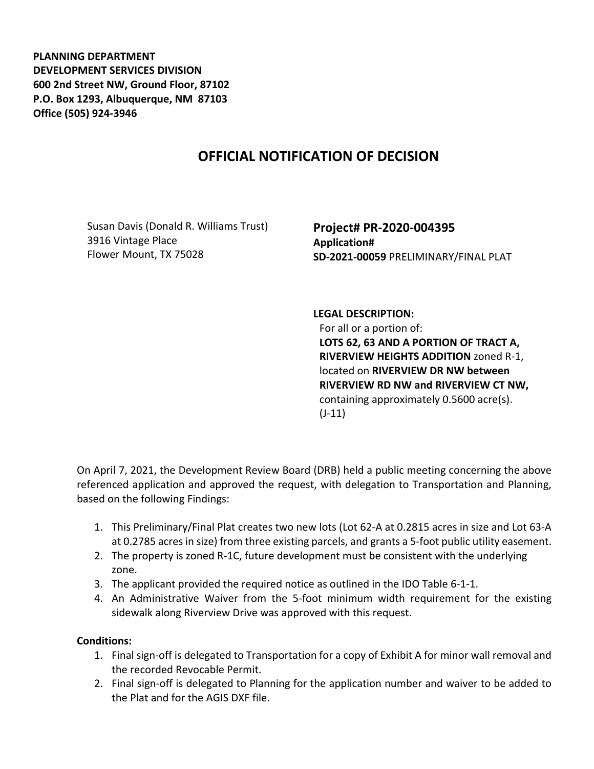**PLANNING DEPARTMENT**
**DEVELOPMENT SERVICES DIVISION**
**600 2nd Street NW, Ground Floor, 87102**
**P.O. Box 1293, Albuquerque, NM 87103**
**Office (505) 924-3946**

# OFFICIAL NOTIFICATION OF DECISION

Susan Davis (Donald R. Williams Trust)
3916 Vintage Place
Flower Mount, TX 75028

**Project# PR-2020-004395**
**Application#**
**SD-2021-00059** PRELIMINARY/FINAL PLAT

**LEGAL DESCRIPTION:**
For all or a portion of:
**LOTS 62, 63 AND A PORTION OF TRACT A, RIVERVIEW HEIGHTS ADDITION** zoned R-1, located on **RIVERVIEW DR NW between RIVERVIEW RD NW and RIVERVIEW CT NW,** containing approximately 0.5600 acre(s). (J-11)

On April 7, 2021, the Development Review Board (DRB) held a public meeting concerning the above referenced application and approved the request, with delegation to Transportation and Planning, based on the following Findings:

1. This Preliminary/Final Plat creates two new lots (Lot 62-A at 0.2815 acres in size and Lot 63-A at 0.2785 acres in size) from three existing parcels, and grants a 5-foot public utility easement.
2. The property is zoned R-1C, future development must be consistent with the underlying zone.
3. The applicant provided the required notice as outlined in the IDO Table 6-1-1.
4. An Administrative Waiver from the 5-foot minimum width requirement for the existing sidewalk along Riverview Drive was approved with this request.

**Conditions:**

1. Final sign-off is delegated to Transportation for a copy of Exhibit A for minor wall removal and the recorded Revocable Permit.
2. Final sign-off is delegated to Planning for the application number and waiver to be added to the Plat and for the AGIS DXF file.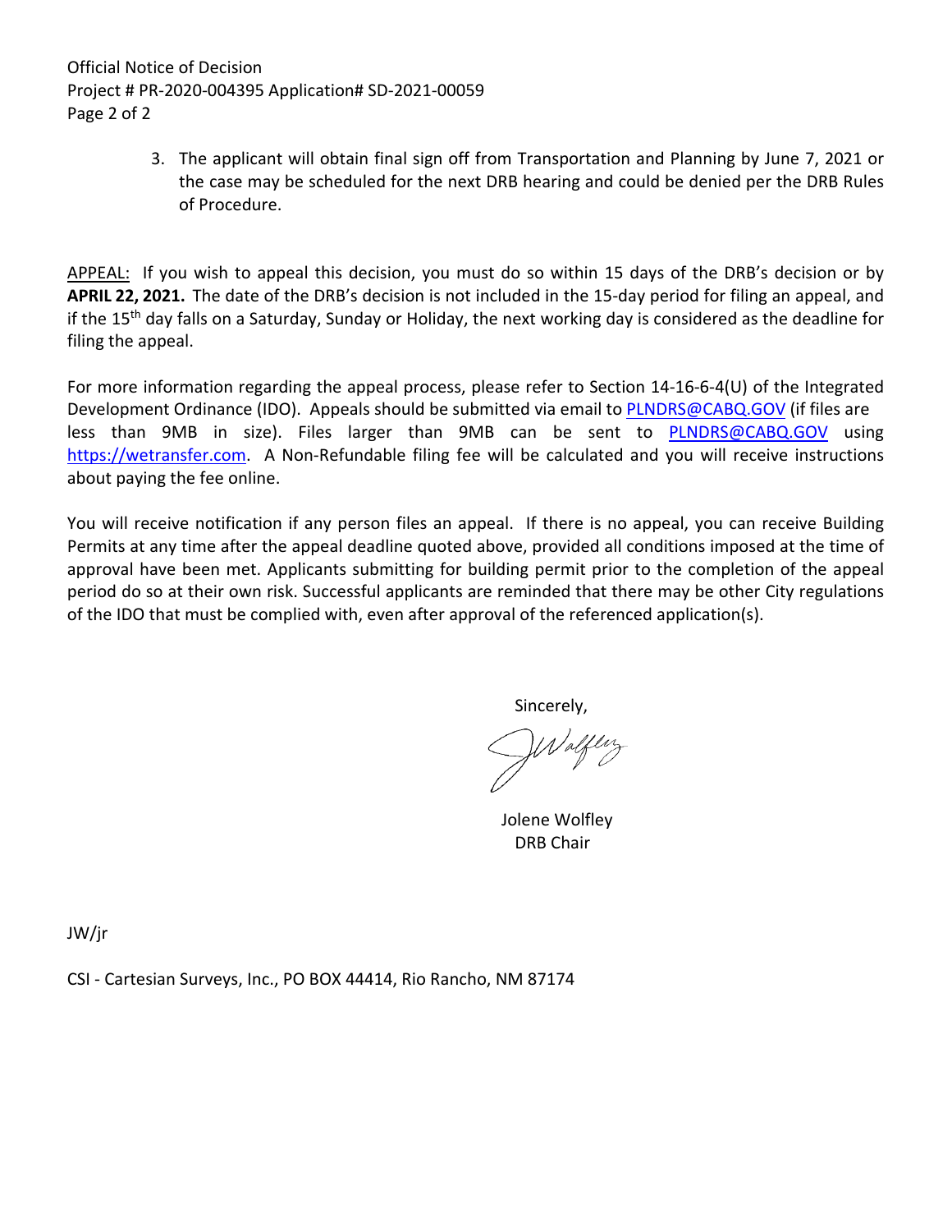3. The applicant will obtain final sign off from Transportation and Planning by June 7, 2021 or the case may be scheduled for the next DRB hearing and could be denied per the DRB Rules of Procedure.

APPEAL: If you wish to appeal this decision, you must do so within 15 days of the DRB's decision or by **APRIL 22, 2021.** The date of the DRB's decision is not included in the 15-day period for filing an appeal, and if the 15th day falls on a Saturday, Sunday or Holiday, the next working day is considered as the deadline for filing the appeal.

For more information regarding the appeal process, please refer to Section 14-16-6-4(U) of the Integrated Development Ordinance (IDO). Appeals should be submitted via email to PLNDRS@CABQ.GOV (if files are less than 9MB in size). Files larger than 9MB can be sent to PLNDRS@CABQ.GOV using https://wetransfer.com. A Non-Refundable filing fee will be calculated and you will receive instructions about paying the fee online.

You will receive notification if any person files an appeal. If there is no appeal, you can receive Building Permits at any time after the appeal deadline quoted above, provided all conditions imposed at the time of approval have been met. Applicants submitting for building permit prior to the completion of the appeal period do so at their own risk. Successful applicants are reminded that there may be other City regulations of the IDO that must be complied with, even after approval of the referenced application(s).

Sincerely,

Jolene Wolfley
DRB Chair

JW/jr

CSI - Cartesian Surveys, Inc., PO BOX 44414, Rio Rancho, NM 87174